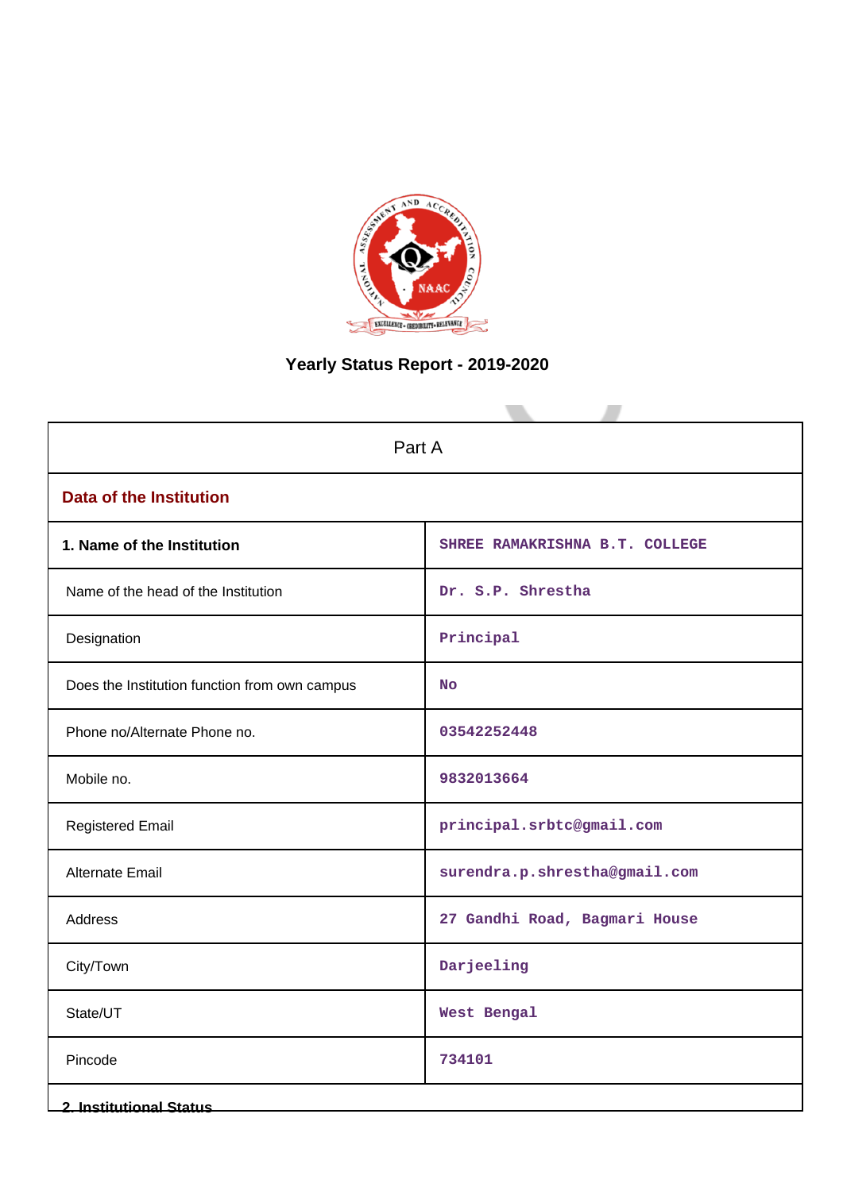# Yearly Status Report - 2019-2020

| Part A | |
|---|---|
| **Data of the Institution** | |
| **1. Name of the Institution** | SHREE RAMAKRISHNA B.T. COLLEGE |
| Name of the head of the Institution | Dr. S.P. Shrestha |
| Designation | Principal |
| Does the Institution function from own campus | No |
| Phone no/Alternate Phone no. | 03542252448 |
| Mobile no. | 9832013664 |
| Registered Email | principal.srbtc@gmail.com |
| Alternate Email | surendra.p.shrestha@gmail.com |
| Address | 27 Gandhi Road, Bagmari House |
| City/Town | Darjeeling |
| State/UT | West Bengal |
| Pincode | 734101 |

**2. Institutional Status**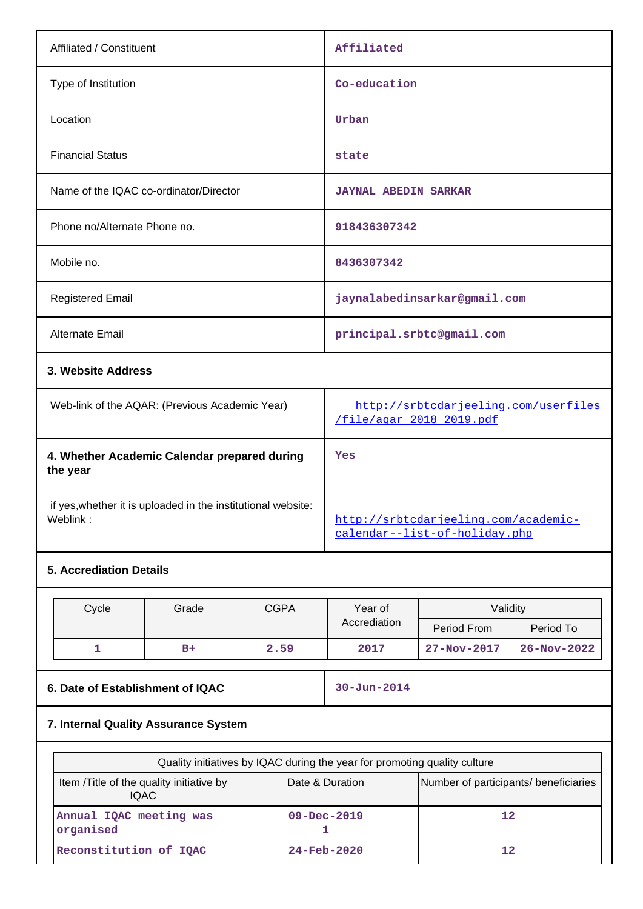| | |
|---|---|
| Affiliated / Constituent | Affiliated |
| Type of Institution | Co-education |
| Location | Urban |
| Financial Status | state |
| Name of the IQAC co-ordinator/Director | JAYNAL ABEDIN SARKAR |
| Phone no/Alternate Phone no. | 918436307342 |
| Mobile no. | 8436307342 |
| Registered Email | jaynalabedinsarkar@gmail.com |
| Alternate Email | principal.srbtc@gmail.com |

**3. Website Address**

| | |
|---|---|
| Web-link of the AQAR: (Previous Academic Year) | http://srbtcdarjeeling.com/userfiles/file/aqar_2018_2019.pdf |
| **4. Whether Academic Calendar prepared during the year** | Yes |
| if yes,whether it is uploaded in the institutional website: Weblink : | http://srbtcdarjeeling.com/academic-calendar--list-of-holiday.php |

**5. Accrediation Details**

| Cycle | Grade | CGPA | Year of Accrediation | Validity | |
|---|---|---|---|---|---|
| | | | | Period From | Period To |
| 1 | B+ | 2.59 | 2017 | 27-Nov-2017 | 26-Nov-2022 |

| | |
|---|---|
| **6. Date of Establishment of IQAC** | 30-Jun-2014 |

**7. Internal Quality Assurance System**

| Quality initiatives by IQAC during the year for promoting quality culture | | |
|---|---|---|
| Item /Title of the quality initiative by IQAC | Date & Duration | Number of participants/ beneficiaries |
| Annual IQAC meeting was organised | 09-Dec-2019<br>1 | 12 |
| Reconstitution of IQAC | 24-Feb-2020 | 12 |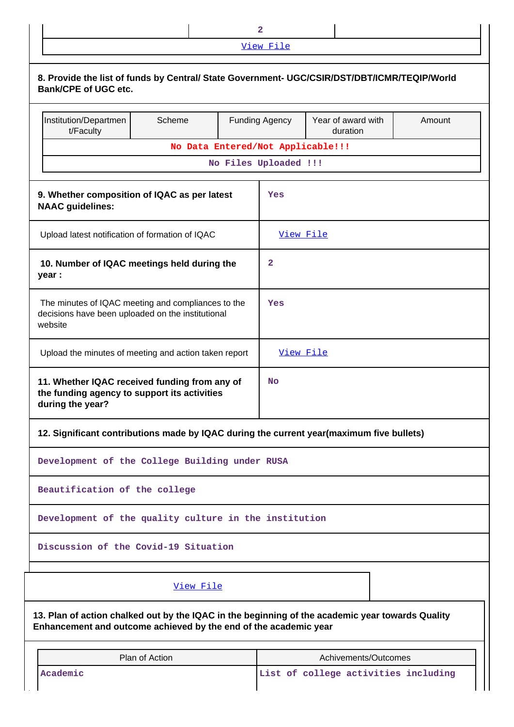| | 2 | |
|---|---|---|
| View File | | |

**8. Provide the list of funds by Central/ State Government- UGC/CSIR/DST/DBT/ICMR/TEQIP/World Bank/CPE of UGC etc.**

| Institution/Department/Faculty | Scheme | Funding Agency | Year of award with duration | Amount |
|---|---|---|---|---|
| No Data Entered/Not Applicable!!! | | | | |
| No Files Uploaded !!! | | | | |

| | |
|---|---|
| **9. Whether composition of IQAC as per latest NAAC guidelines:** | Yes |
| Upload latest notification of formation of IQAC | View File |
| **10. Number of IQAC meetings held during the year :** | 2 |
| The minutes of IQAC meeting and compliances to the decisions have been uploaded on the institutional website | Yes |
| Upload the minutes of meeting and action taken report | View File |
| **11. Whether IQAC received funding from any of the funding agency to support its activities during the year?** | No |

**12. Significant contributions made by IQAC during the current year(maximum five bullets)**

Development of the College Building under RUSA

Beautification of the college

Development of the quality culture in the institution

Discussion of the Covid-19 Situation

View File

**13. Plan of action chalked out by the IQAC in the beginning of the academic year towards Quality Enhancement and outcome achieved by the end of the academic year**

| Plan of Action | Achivements/Outcomes |
|---|---|
| Academic | List of college activities including |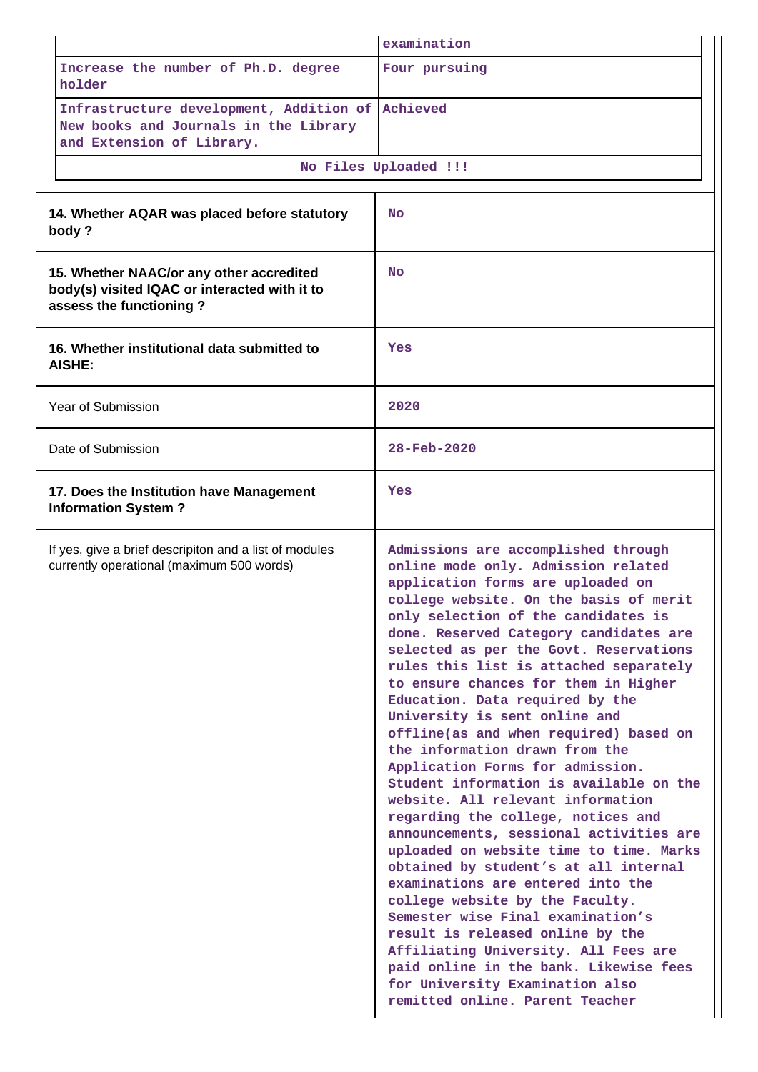| | |
|---|---|
| | examination |
| Increase the number of Ph.D. degree holder | Four pursuing |
| Infrastructure development, Addition of New books and Journals in the Library and Extension of Library. | Achieved |
| No Files Uploaded !!! | |

| | |
|---|---|
| **14. Whether AQAR was placed before statutory body ?** | No |
| **15. Whether NAAC/or any other accredited body(s) visited IQAC or interacted with it to assess the functioning ?** | No |
| **16. Whether institutional data submitted to AISHE:** | Yes |
| Year of Submission | 2020 |
| Date of Submission | 28-Feb-2020 |
| **17. Does the Institution have Management Information System ?** | Yes |
| If yes, give a brief descripiton and a list of modules currently operational (maximum 500 words) | Admissions are accomplished through online mode only. Admission related application forms are uploaded on college website. On the basis of merit only selection of the candidates is done. Reserved Category candidates are selected as per the Govt. Reservations rules this list is attached separately to ensure chances for them in Higher Education. Data required by the University is sent online and offline(as and when required) based on the information drawn from the Application Forms for admission. Student information is available on the website. All relevant information regarding the college, notices and announcements, sessional activities are uploaded on website time to time. Marks obtained by student's at all internal examinations are entered into the college website by the Faculty. Semester wise Final examination's result is released online by the Affiliating University. All Fees are paid online in the bank. Likewise fees for University Examination also remitted online. Parent Teacher |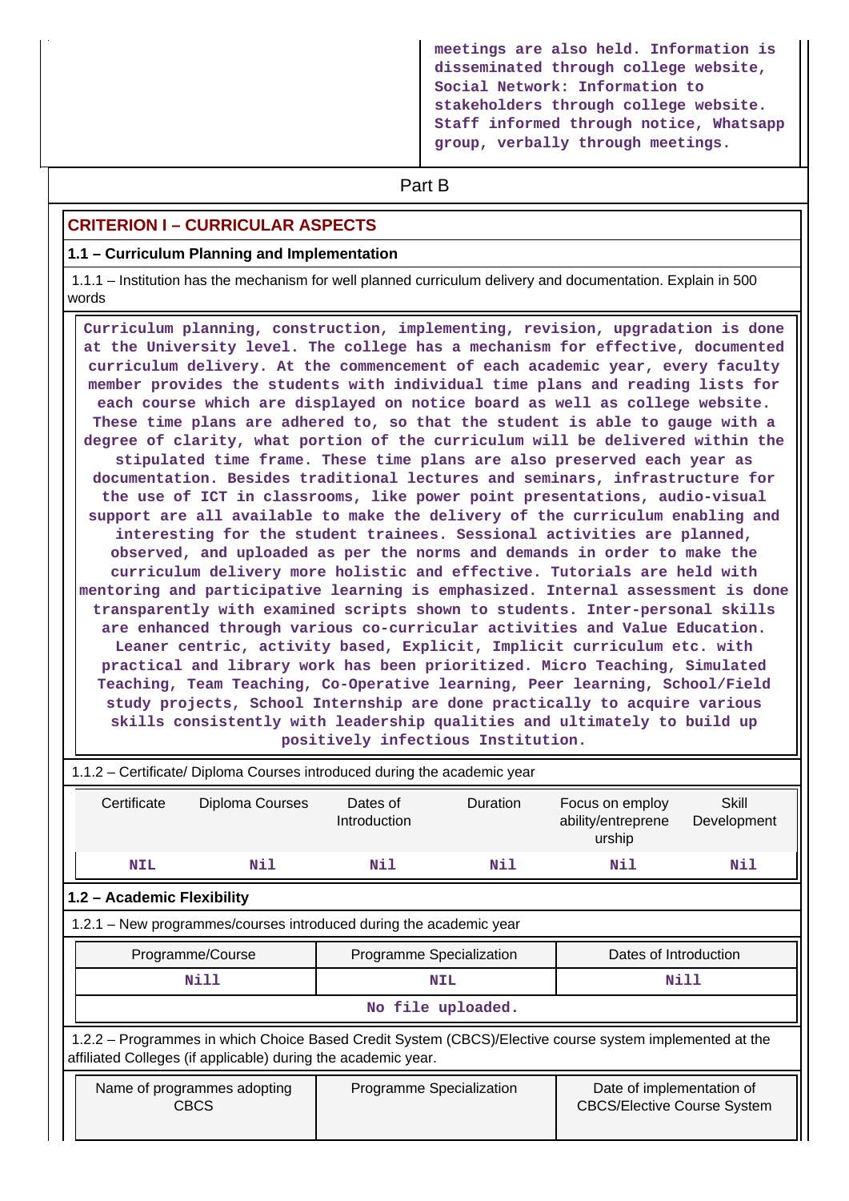meetings are also held. Information is disseminated through college website, Social Network: Information to stakeholders through college website. Staff informed through notice, Whatsapp group, verbally through meetings.

Part B

## CRITERION I – CURRICULAR ASPECTS

### 1.1 – Curriculum Planning and Implementation

1.1.1 – Institution has the mechanism for well planned curriculum delivery and documentation. Explain in 500 words

Curriculum planning, construction, implementing, revision, upgradation is done at the University level. The college has a mechanism for effective, documented curriculum delivery. At the commencement of each academic year, every faculty member provides the students with individual time plans and reading lists for each course which are displayed on notice board as well as college website. These time plans are adhered to, so that the student is able to gauge with a degree of clarity, what portion of the curriculum will be delivered within the stipulated time frame. These time plans are also preserved each year as documentation. Besides traditional lectures and seminars, infrastructure for the use of ICT in classrooms, like power point presentations, audio-visual support are all available to make the delivery of the curriculum enabling and interesting for the student trainees. Sessional activities are planned, observed, and uploaded as per the norms and demands in order to make the curriculum delivery more holistic and effective. Tutorials are held with mentoring and participative learning is emphasized. Internal assessment is done transparently with examined scripts shown to students. Inter-personal skills are enhanced through various co-curricular activities and Value Education. Leaner centric, activity based, Explicit, Implicit curriculum etc. with practical and library work has been prioritized. Micro Teaching, Simulated Teaching, Team Teaching, Co-Operative learning, Peer learning, School/Field study projects, School Internship are done practically to acquire various skills consistently with leadership qualities and ultimately to build up positively infectious Institution.

1.1.2 – Certificate/ Diploma Courses introduced during the academic year

| Certificate | Diploma Courses | Dates of Introduction | Duration | Focus on employ ability/entreprene urship | Skill Development |
|---|---|---|---|---|---|
| NIL | Nil | Nil | Nil | Nil | Nil |

### 1.2 – Academic Flexibility

1.2.1 – New programmes/courses introduced during the academic year

| Programme/Course | Programme Specialization | Dates of Introduction |
|---|---|---|
| Nill | NIL | Nill |
| No file uploaded. | | |

1.2.2 – Programmes in which Choice Based Credit System (CBCS)/Elective course system implemented at the affiliated Colleges (if applicable) during the academic year.

| Name of programmes adopting CBCS | Programme Specialization | Date of implementation of CBCS/Elective Course System |
|---|---|---|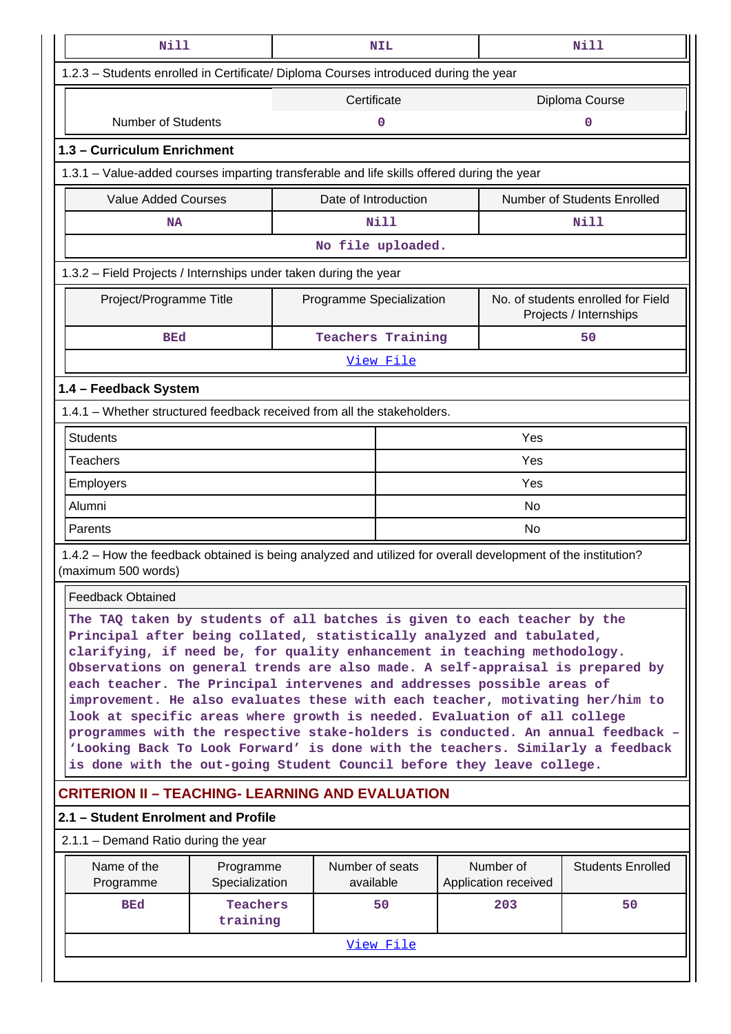| Nill | NIL | Nill |
|---|---|---|

1.2.3 – Students enrolled in Certificate/ Diploma Courses introduced during the year

| | Certificate | Diploma Course |
|---|---|---|
| Number of Students | 0 | 0 |

## 1.3 – Curriculum Enrichment

1.3.1 – Value-added courses imparting transferable and life skills offered during the year

| Value Added Courses | Date of Introduction | Number of Students Enrolled |
|---|---|---|
| NA | Nill | Nill |

No file uploaded.

1.3.2 – Field Projects / Internships under taken during the year

| Project/Programme Title | Programme Specialization | No. of students enrolled for Field Projects / Internships |
|---|---|---|
| BEd | Teachers Training | 50 |

View File

## 1.4 – Feedback System

1.4.1 – Whether structured feedback received from all the stakeholders.

| | |
|---|---|
| Students | Yes |
| Teachers | Yes |
| Employers | Yes |
| Alumni | No |
| Parents | No |

1.4.2 – How the feedback obtained is being analyzed and utilized for overall development of the institution? (maximum 500 words)

Feedback Obtained

The TAQ taken by students of all batches is given to each teacher by the Principal after being collated, statistically analyzed and tabulated, clarifying, if need be, for quality enhancement in teaching methodology. Observations on general trends are also made. A self-appraisal is prepared by each teacher. The Principal intervenes and addresses possible areas of improvement. He also evaluates these with each teacher, motivating her/him to look at specific areas where growth is needed. Evaluation of all college programmes with the respective stake-holders is conducted. An annual feedback – 'Looking Back To Look Forward' is done with the teachers. Similarly a feedback is done with the out-going Student Council before they leave college.

# CRITERION II – TEACHING- LEARNING AND EVALUATION

## 2.1 – Student Enrolment and Profile

2.1.1 – Demand Ratio during the year

| Name of the Programme | Programme Specialization | Number of seats available | Number of Application received | Students Enrolled |
|---|---|---|---|---|
| BEd | Teachers training | 50 | 203 | 50 |

View File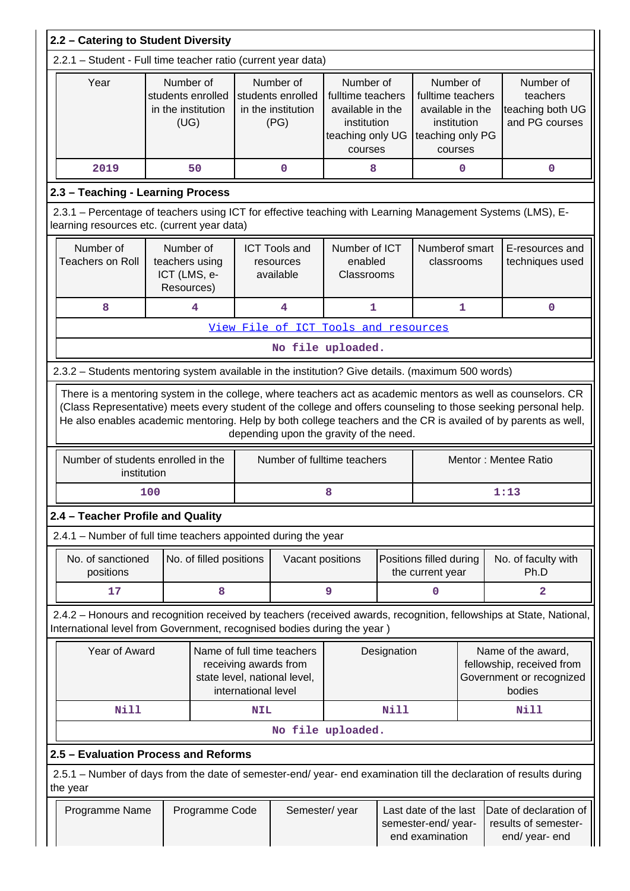## 2.2 – Catering to Student Diversity

2.2.1 – Student - Full time teacher ratio (current year data)

| Year | Number of students enrolled in the institution (UG) | Number of students enrolled in the institution (PG) | Number of fulltime teachers available in the institution teaching only UG courses | Number of fulltime teachers available in the institution teaching only PG courses | Number of teachers teaching both UG and PG courses |
|---|---|---|---|---|---|
| 2019 | 50 | 0 | 8 | 0 | 0 |

## 2.3 – Teaching - Learning Process

2.3.1 – Percentage of teachers using ICT for effective teaching with Learning Management Systems (LMS), E-learning resources etc. (current year data)

| Number of Teachers on Roll | Number of teachers using ICT (LMS, e-Resources) | ICT Tools and resources available | Number of ICT enabled Classrooms | Numberof smart classrooms | E-resources and techniques used |
|---|---|---|---|---|---|
| 8 | 4 | 4 | 1 | 1 | 0 |

View File of ICT Tools and resources

No file uploaded.

2.3.2 – Students mentoring system available in the institution? Give details. (maximum 500 words)

There is a mentoring system in the college, where teachers act as academic mentors as well as counselors. CR (Class Representative) meets every student of the college and offers counseling to those seeking personal help. He also enables academic mentoring. Help by both college teachers and the CR is availed of by parents as well, depending upon the gravity of the need.

| Number of students enrolled in the institution | Number of fulltime teachers | Mentor : Mentee Ratio |
|---|---|---|
| 100 | 8 | 1:13 |

## 2.4 – Teacher Profile and Quality

2.4.1 – Number of full time teachers appointed during the year

| No. of sanctioned positions | No. of filled positions | Vacant positions | Positions filled during the current year | No. of faculty with Ph.D |
|---|---|---|---|---|
| 17 | 8 | 9 | 0 | 2 |

2.4.2 – Honours and recognition received by teachers (received awards, recognition, fellowships at State, National, International level from Government, recognised bodies during the year )

| Year of Award | Name of full time teachers receiving awards from state level, national level, international level | Designation | Name of the award, fellowship, received from Government or recognized bodies |
|---|---|---|---|
| Nill | NIL | Nill | Nill |

No file uploaded.

## 2.5 – Evaluation Process and Reforms

2.5.1 – Number of days from the date of semester-end/ year- end examination till the declaration of results during the year

| Programme Name | Programme Code | Semester/ year | Last date of the last semester-end/ year-end examination | Date of declaration of results of semester-end/ year- end |
|---|---|---|---|---|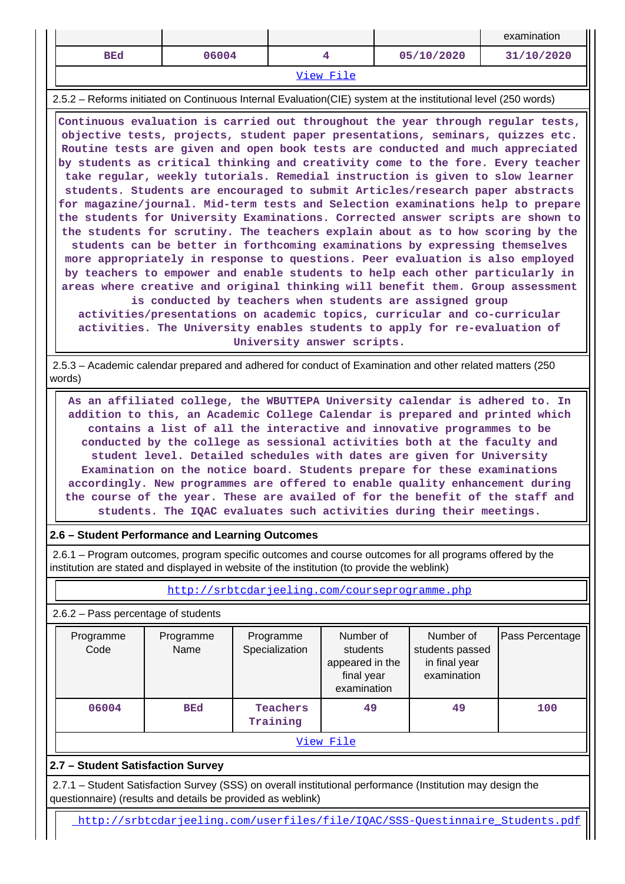| | | | | examination |
|---|---|---|---|---|
| BEd | 06004 | 4 | 05/10/2020 | 31/10/2020 |

View File

2.5.2 – Reforms initiated on Continuous Internal Evaluation(CIE) system at the institutional level (250 words)

Continuous evaluation is carried out throughout the year through regular tests, objective tests, projects, student paper presentations, seminars, quizzes etc. Routine tests are given and open book tests are conducted and much appreciated by students as critical thinking and creativity come to the fore. Every teacher take regular, weekly tutorials. Remedial instruction is given to slow learner students. Students are encouraged to submit Articles/research paper abstracts for magazine/journal. Mid-term tests and Selection examinations help to prepare the students for University Examinations. Corrected answer scripts are shown to the students for scrutiny. The teachers explain about as to how scoring by the students can be better in forthcoming examinations by expressing themselves more appropriately in response to questions. Peer evaluation is also employed by teachers to empower and enable students to help each other particularly in areas where creative and original thinking will benefit them. Group assessment is conducted by teachers when students are assigned group activities/presentations on academic topics, curricular and co-curricular activities. The University enables students to apply for re-evaluation of University answer scripts.

2.5.3 – Academic calendar prepared and adhered for conduct of Examination and other related matters (250 words)

As an affiliated college, the WBUTTEPA University calendar is adhered to. In addition to this, an Academic College Calendar is prepared and printed which contains a list of all the interactive and innovative programmes to be conducted by the college as sessional activities both at the faculty and student level. Detailed schedules with dates are given for University Examination on the notice board. Students prepare for these examinations accordingly. New programmes are offered to enable quality enhancement during the course of the year. These are availed of for the benefit of the staff and students. The IQAC evaluates such activities during their meetings.

## 2.6 – Student Performance and Learning Outcomes

2.6.1 – Program outcomes, program specific outcomes and course outcomes for all programs offered by the institution are stated and displayed in website of the institution (to provide the weblink)

http://srbtcdarjeeling.com/courseprogramme.php

2.6.2 – Pass percentage of students

| Programme Code | Programme Name | Programme Specialization | Number of students appeared in the final year examination | Number of students passed in final year examination | Pass Percentage |
|---|---|---|---|---|---|
| 06004 | BEd | Teachers Training | 49 | 49 | 100 |

View File

## 2.7 – Student Satisfaction Survey

2.7.1 – Student Satisfaction Survey (SSS) on overall institutional performance (Institution may design the questionnaire) (results and details be provided as weblink)

http://srbtcdarjeeling.com/userfiles/file/IQAC/SSS-Questinnaire_Students.pdf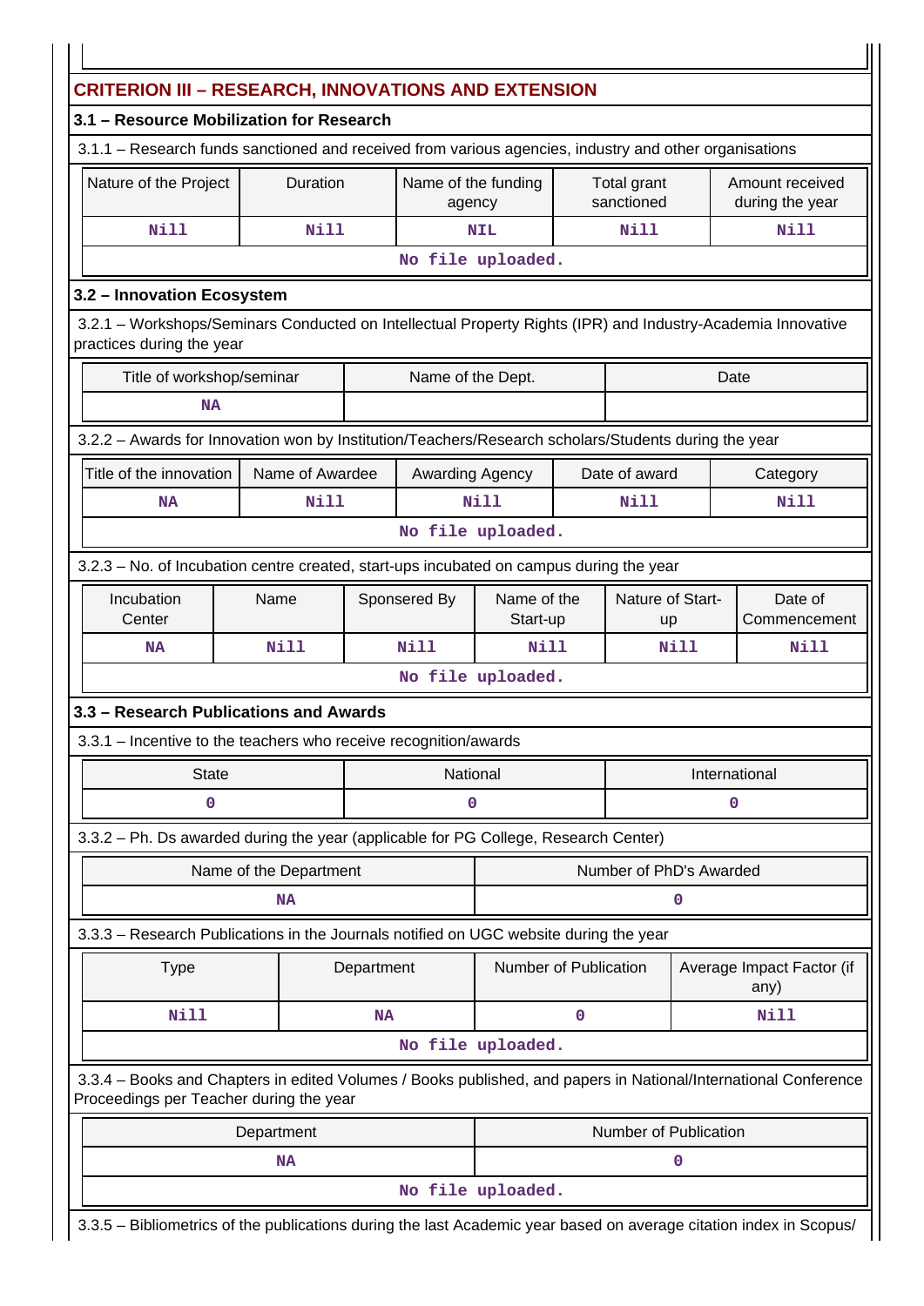## CRITERION III – RESEARCH, INNOVATIONS AND EXTENSION

### 3.1 – Resource Mobilization for Research

3.1.1 – Research funds sanctioned and received from various agencies, industry and other organisations

| Nature of the Project | Duration | Name of the funding agency | Total grant sanctioned | Amount received during the year |
|---|---|---|---|---|
| Nill | Nill | NIL | Nill | Nill |
| No file uploaded. | | | | |

### 3.2 – Innovation Ecosystem

3.2.1 – Workshops/Seminars Conducted on Intellectual Property Rights (IPR) and Industry-Academia Innovative practices during the year

| Title of workshop/seminar | Name of the Dept. | Date |
|---|---|---|
| NA | | |

3.2.2 – Awards for Innovation won by Institution/Teachers/Research scholars/Students during the year

| Title of the innovation | Name of Awardee | Awarding Agency | Date of award | Category |
|---|---|---|---|---|
| NA | Nill | Nill | Nill | Nill |
| No file uploaded. | | | | |

3.2.3 – No. of Incubation centre created, start-ups incubated on campus during the year

| Incubation Center | Name | Sponsered By | Name of the Start-up | Nature of Start-up | Date of Commencement |
|---|---|---|---|---|---|
| NA | Nill | Nill | Nill | Nill | Nill |
| No file uploaded. | | | | | |

### 3.3 – Research Publications and Awards

3.3.1 – Incentive to the teachers who receive recognition/awards

| State | National | International |
|---|---|---|
| 0 | 0 | 0 |

3.3.2 – Ph. Ds awarded during the year (applicable for PG College, Research Center)

| Name of the Department | Number of PhD's Awarded |
|---|---|
| NA | 0 |

3.3.3 – Research Publications in the Journals notified on UGC website during the year

| Type | Department | Number of Publication | Average Impact Factor (if any) |
|---|---|---|---|
| Nill | NA | 0 | Nill |
| No file uploaded. | | | |

3.3.4 – Books and Chapters in edited Volumes / Books published, and papers in National/International Conference Proceedings per Teacher during the year

| Department | Number of Publication |
|---|---|
| NA | 0 |
| No file uploaded. | |

3.3.5 – Bibliometrics of the publications during the last Academic year based on average citation index in Scopus/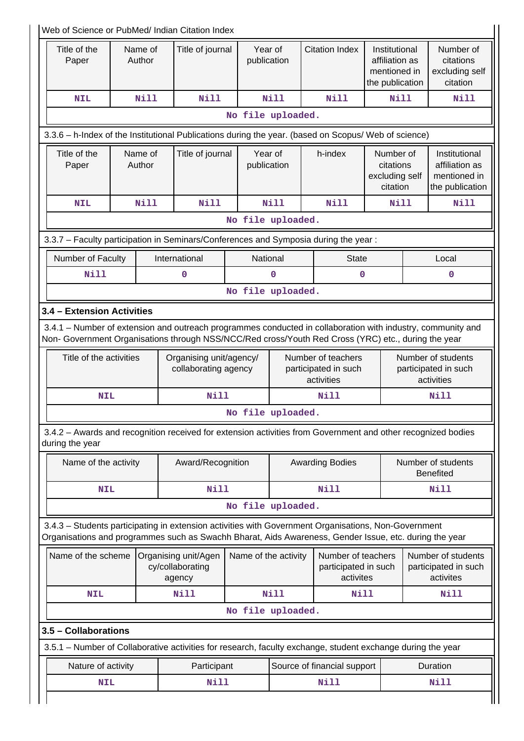Web of Science or PubMed/ Indian Citation Index

| Title of the Paper | Name of Author | Title of journal | Year of publication | Citation Index | Institutional affiliation as mentioned in the publication | Number of citations excluding self citation |
|---|---|---|---|---|---|---|
| NIL | Nill | Nill | Nill | Nill | Nill | Nill |

No file uploaded.

3.3.6 – h-Index of the Institutional Publications during the year. (based on Scopus/ Web of science)

| Title of the Paper | Name of Author | Title of journal | Year of publication | h-index | Number of citations excluding self citation | Institutional affiliation as mentioned in the publication |
|---|---|---|---|---|---|---|
| NIL | Nill | Nill | Nill | Nill | Nill | Nill |

No file uploaded.

3.3.7 – Faculty participation in Seminars/Conferences and Symposia during the year :

| Number of Faculty | International | National | State | Local |
|---|---|---|---|---|
| Nill | 0 | 0 | 0 | 0 |

No file uploaded.

**3.4 – Extension Activities**

3.4.1 – Number of extension and outreach programmes conducted in collaboration with industry, community and Non- Government Organisations through NSS/NCC/Red cross/Youth Red Cross (YRC) etc., during the year

| Title of the activities | Organising unit/agency/ collaborating agency | Number of teachers participated in such activities | Number of students participated in such activities |
|---|---|---|---|
| NIL | Nill | Nill | Nill |

No file uploaded.

3.4.2 – Awards and recognition received for extension activities from Government and other recognized bodies during the year

| Name of the activity | Award/Recognition | Awarding Bodies | Number of students Benefited |
|---|---|---|---|
| NIL | Nill | Nill | Nill |

No file uploaded.

3.4.3 – Students participating in extension activities with Government Organisations, Non-Government Organisations and programmes such as Swachh Bharat, Aids Awareness, Gender Issue, etc. during the year

| Name of the scheme | Organising unit/Agency/collaborating agency | Name of the activity | Number of teachers participated in such activites | Number of students participated in such activites |
|---|---|---|---|---|
| NIL | Nill | Nill | Nill | Nill |

No file uploaded.

**3.5 – Collaborations**

3.5.1 – Number of Collaborative activities for research, faculty exchange, student exchange during the year

| Nature of activity | Participant | Source of financial support | Duration |
|---|---|---|---|
| NIL | Nill | Nill | Nill |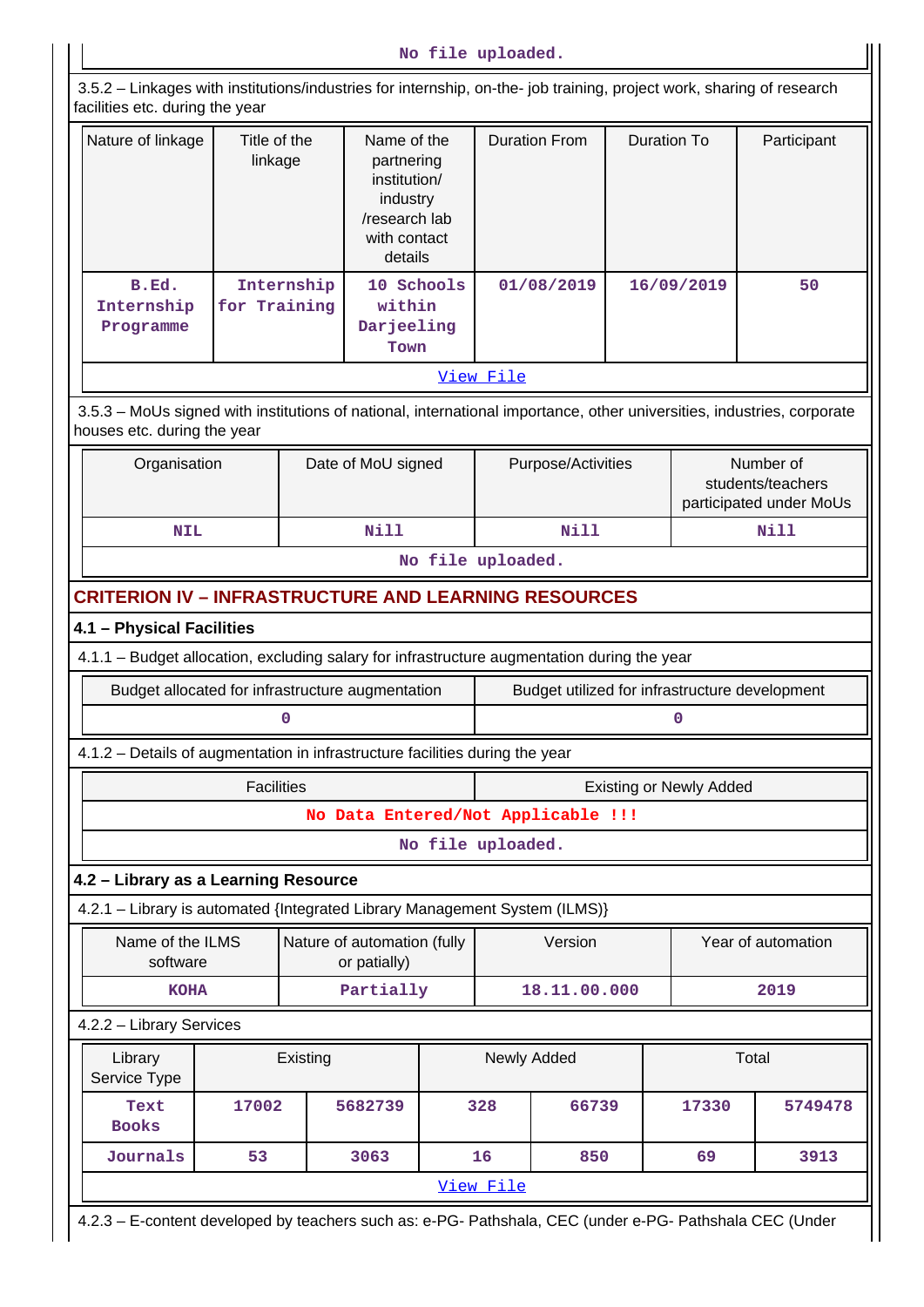No file uploaded.

3.5.2 – Linkages with institutions/industries for internship, on-the- job training, project work, sharing of research facilities etc. during the year

| Nature of linkage | Title of the linkage | Name of the partnering institution/ industry /research lab with contact details | Duration From | Duration To | Participant |
|---|---|---|---|---|---|
| B.Ed. Internship Programme | Internship for Training | 10 Schools within Darjeeling Town | 01/08/2019 | 16/09/2019 | 50 |

View File

3.5.3 – MoUs signed with institutions of national, international importance, other universities, industries, corporate houses etc. during the year

| Organisation | Date of MoU signed | Purpose/Activities | Number of students/teachers participated under MoUs |
|---|---|---|---|
| NIL | Nill | Nill | Nill |

No file uploaded.

## CRITERION IV – INFRASTRUCTURE AND LEARNING RESOURCES

### 4.1 – Physical Facilities

4.1.1 – Budget allocation, excluding salary for infrastructure augmentation during the year

| Budget allocated for infrastructure augmentation | Budget utilized for infrastructure development |
|---|---|
| 0 | 0 |

4.1.2 – Details of augmentation in infrastructure facilities during the year

| Facilities | Existing or Newly Added |
|---|---|
| No Data Entered/Not Applicable !!! | |

No file uploaded.

### 4.2 – Library as a Learning Resource

4.2.1 – Library is automated {Integrated Library Management System (ILMS)}

| Name of the ILMS software | Nature of automation (fully or patially) | Version | Year of automation |
|---|---|---|---|
| KOHA | Partially | 18.11.00.000 | 2019 |

4.2.2 – Library Services

| Library Service Type | Existing | | Newly Added | | Total | |
|---|---|---|---|---|---|---|
| Text Books | 17002 | 5682739 | 328 | 66739 | 17330 | 5749478 |
| Journals | 53 | 3063 | 16 | 850 | 69 | 3913 |

View File

4.2.3 – E-content developed by teachers such as: e-PG- Pathshala, CEC (under e-PG- Pathshala CEC (Under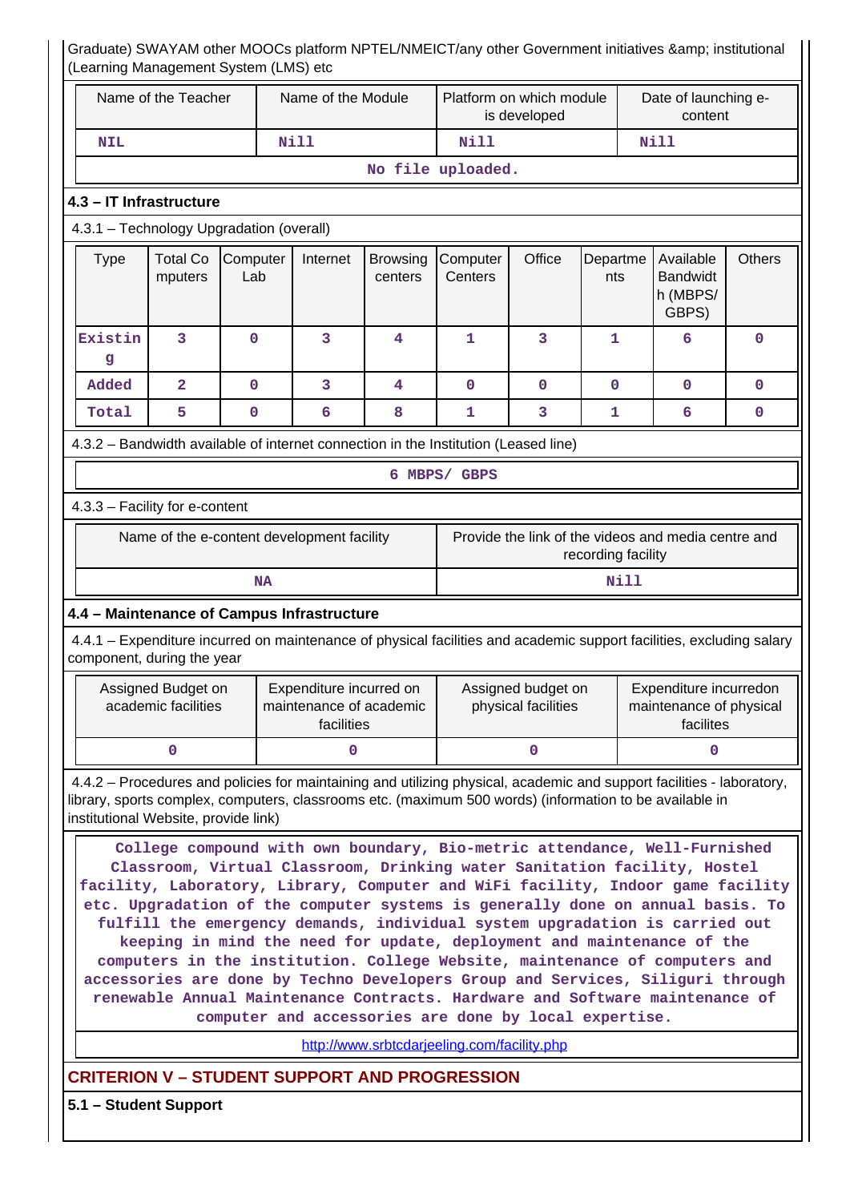Graduate) SWAYAM other MOOCs platform NPTEL/NMEICT/any other Government initiatives &amp; institutional (Learning Management System (LMS) etc

| Name of the Teacher | Name of the Module | Platform on which module is developed | Date of launching e-content |
|---|---|---|---|
| NIL | Nill | Nill | Nill |
| No file uploaded. | | | |

### 4.3 – IT Infrastructure

4.3.1 – Technology Upgradation (overall)

| Type | Total Computers | Computer Lab | Internet | Browsing centers | Computer Centers | Office | Departments | Available Bandwidth (MBPS/ GBPS) | Others |
|---|---|---|---|---|---|---|---|---|---|
| Existing | 3 | 0 | 3 | 4 | 1 | 3 | 1 | 6 | 0 |
| Added | 2 | 0 | 3 | 4 | 0 | 0 | 0 | 0 | 0 |
| Total | 5 | 0 | 6 | 8 | 1 | 3 | 1 | 6 | 0 |

4.3.2 – Bandwidth available of internet connection in the Institution (Leased line)

6 MBPS/ GBPS

4.3.3 – Facility for e-content

| Name of the e-content development facility | Provide the link of the videos and media centre and recording facility |
|---|---|
| NA | Nill |

### 4.4 – Maintenance of Campus Infrastructure

4.4.1 – Expenditure incurred on maintenance of physical facilities and academic support facilities, excluding salary component, during the year

| Assigned Budget on academic facilities | Expenditure incurred on maintenance of academic facilities | Assigned budget on physical facilities | Expenditure incurredon maintenance of physical facilites |
|---|---|---|---|
| 0 | 0 | 0 | 0 |

4.4.2 – Procedures and policies for maintaining and utilizing physical, academic and support facilities - laboratory, library, sports complex, computers, classrooms etc. (maximum 500 words) (information to be available in institutional Website, provide link)

College compound with own boundary, Bio-metric attendance, Well-Furnished Classroom, Virtual Classroom, Drinking water Sanitation facility, Hostel facility, Laboratory, Library, Computer and WiFi facility, Indoor game facility etc. Upgradation of the computer systems is generally done on annual basis. To fulfill the emergency demands, individual system upgradation is carried out keeping in mind the need for update, deployment and maintenance of the computers in the institution. College Website, maintenance of computers and accessories are done by Techno Developers Group and Services, Siliguri through renewable Annual Maintenance Contracts. Hardware and Software maintenance of computer and accessories are done by local expertise.

http://www.srbtcdarjeeling.com/facility.php

## CRITERION V – STUDENT SUPPORT AND PROGRESSION

### 5.1 – Student Support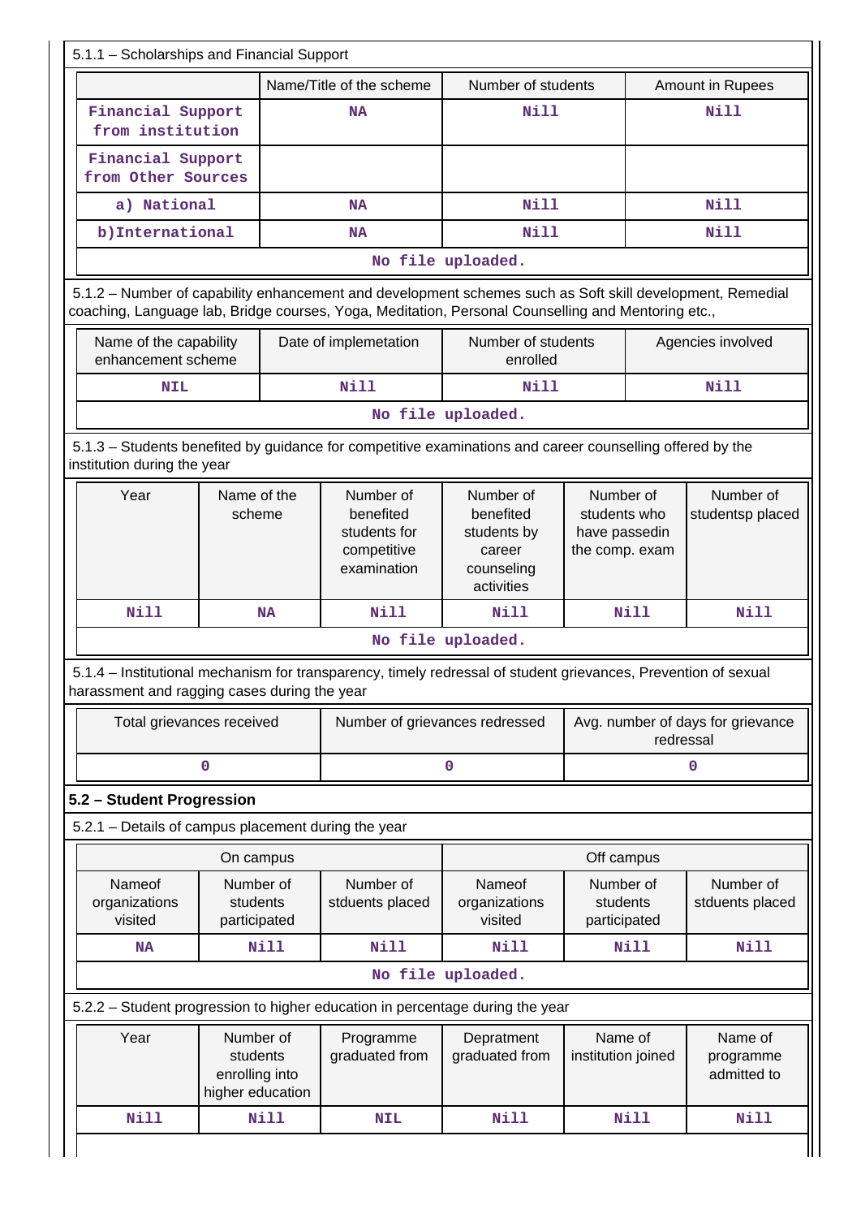5.1.1 – Scholarships and Financial Support

| | Name/Title of the scheme | Number of students | Amount in Rupees |
|---|---|---|---|
| Financial Support from institution | NA | Nill | Nill |
| Financial Support from Other Sources | | | |
| a) National | NA | Nill | Nill |
| b)International | NA | Nill | Nill |
| No file uploaded. | | | |

5.1.2 – Number of capability enhancement and development schemes such as Soft skill development, Remedial coaching, Language lab, Bridge courses, Yoga, Meditation, Personal Counselling and Mentoring etc.,

| Name of the capability enhancement scheme | Date of implemetation | Number of students enrolled | Agencies involved |
|---|---|---|---|
| NIL | Nill | Nill | Nill |
| No file uploaded. | | | |

5.1.3 – Students benefited by guidance for competitive examinations and career counselling offered by the institution during the year

| Year | Name of the scheme | Number of benefited students for competitive examination | Number of benefited students by career counseling activities | Number of students who have passedin the comp. exam | Number of studentsp placed |
|---|---|---|---|---|---|
| Nill | NA | Nill | Nill | Nill | Nill |
| No file uploaded. | | | | | |

5.1.4 – Institutional mechanism for transparency, timely redressal of student grievances, Prevention of sexual harassment and ragging cases during the year

| Total grievances received | Number of grievances redressed | Avg. number of days for grievance redressal |
|---|---|---|
| 0 | 0 | 0 |

## 5.2 – Student Progression

5.2.1 – Details of campus placement during the year

| On campus | | | Off campus | | |
|---|---|---|---|---|---|
| Nameof organizations visited | Number of students participated | Number of stduents placed | Nameof organizations visited | Number of students participated | Number of stduents placed |
| NA | Nill | Nill | Nill | Nill | Nill |
| No file uploaded. | | | | | |

5.2.2 – Student progression to higher education in percentage during the year

| Year | Number of students enrolling into higher education | Programme graduated from | Depratment graduated from | Name of institution joined | Name of programme admitted to |
|---|---|---|---|---|---|
| Nill | Nill | NIL | Nill | Nill | Nill |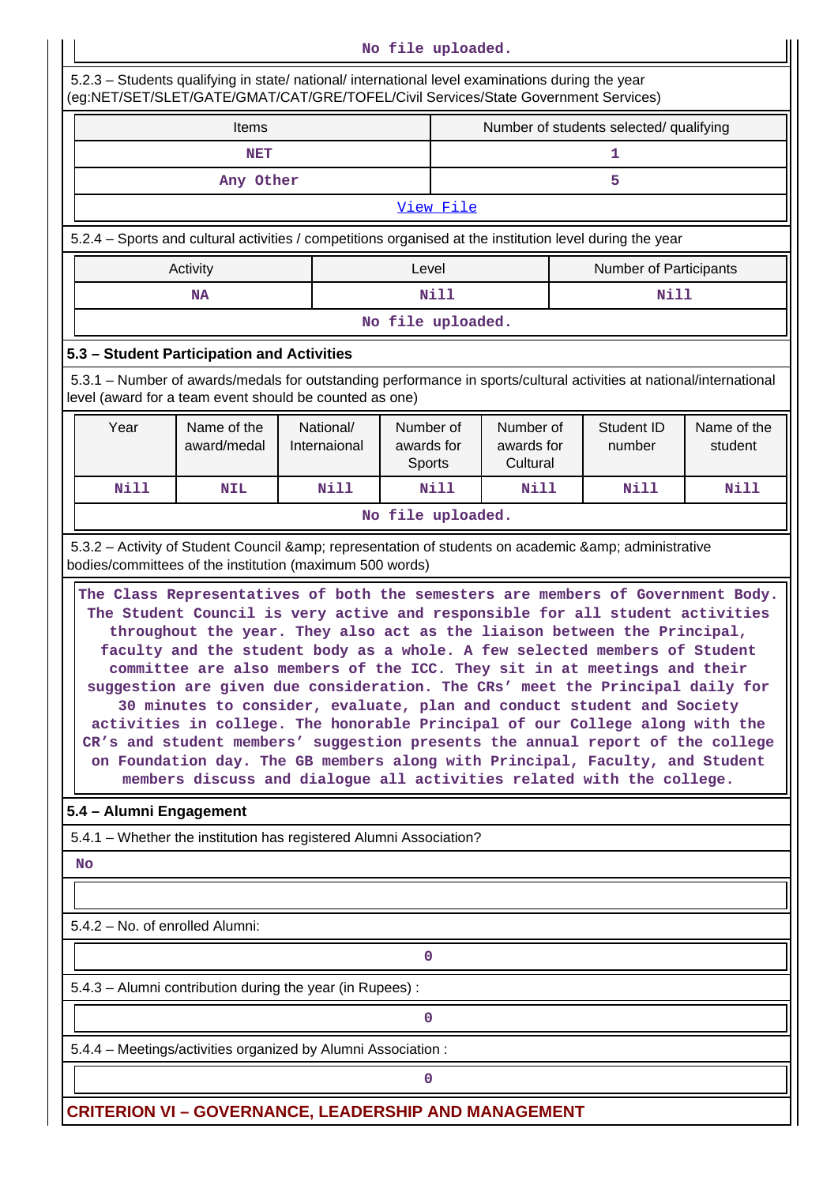No file uploaded.

5.2.3 – Students qualifying in state/ national/ international level examinations during the year (eg:NET/SET/SLET/GATE/GMAT/CAT/GRE/TOFEL/Civil Services/State Government Services)

| Items | Number of students selected/ qualifying |
|---|---|
| NET | 1 |
| Any Other | 5 |

View File

5.2.4 – Sports and cultural activities / competitions organised at the institution level during the year

| Activity | Level | Number of Participants |
|---|---|---|
| NA | Nill | Nill |

No file uploaded.

### 5.3 – Student Participation and Activities

5.3.1 – Number of awards/medals for outstanding performance in sports/cultural activities at national/international level (award for a team event should be counted as one)

| Year | Name of the award/medal | National/ Internaional | Number of awards for Sports | Number of awards for Cultural | Student ID number | Name of the student |
|---|---|---|---|---|---|---|
| Nill | NIL | Nill | Nill | Nill | Nill | Nill |

No file uploaded.

5.3.2 – Activity of Student Council &amp; representation of students on academic &amp; administrative bodies/committees of the institution (maximum 500 words)

The Class Representatives of both the semesters are members of Government Body. The Student Council is very active and responsible for all student activities throughout the year. They also act as the liaison between the Principal, faculty and the student body as a whole. A few selected members of Student committee are also members of the ICC. They sit in at meetings and their suggestion are given due consideration. The CRs' meet the Principal daily for 30 minutes to consider, evaluate, plan and conduct student and Society activities in college. The honorable Principal of our College along with the CR's and student members' suggestion presents the annual report of the college on Foundation day. The GB members along with Principal, Faculty, and Student members discuss and dialogue all activities related with the college.

### 5.4 – Alumni Engagement

5.4.1 – Whether the institution has registered Alumni Association?

No

5.4.2 – No. of enrolled Alumni:

0

5.4.3 – Alumni contribution during the year (in Rupees) :

0

5.4.4 – Meetings/activities organized by Alumni Association :

0

## CRITERION VI – GOVERNANCE, LEADERSHIP AND MANAGEMENT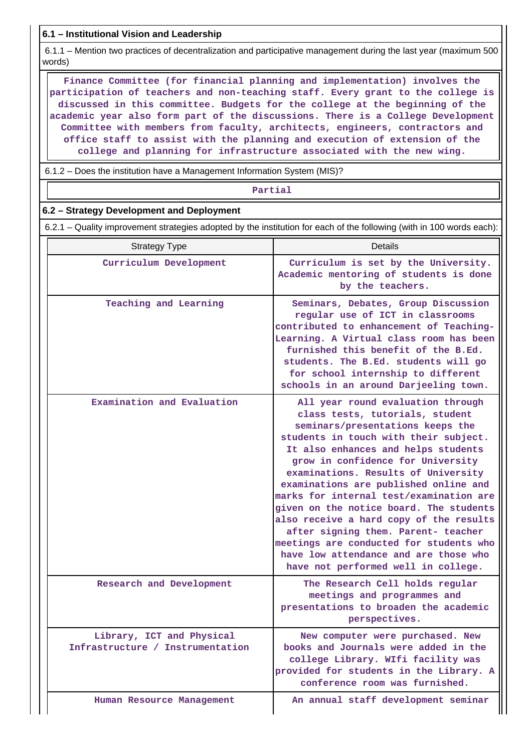**6.1 – Institutional Vision and Leadership**

6.1.1 – Mention two practices of decentralization and participative management during the last year (maximum 500 words)

Finance Committee (for financial planning and implementation) involves the participation of teachers and non-teaching staff. Every grant to the college is discussed in this committee. Budgets for the college at the beginning of the academic year also form part of the discussions. There is a College Development Committee with members from faculty, architects, engineers, contractors and office staff to assist with the planning and execution of extension of the college and planning for infrastructure associated with the new wing.

6.1.2 – Does the institution have a Management Information System (MIS)?

Partial

**6.2 – Strategy Development and Deployment**

6.2.1 – Quality improvement strategies adopted by the institution for each of the following (with in 100 words each):

| Strategy Type | Details |
|---|---|
| Curriculum Development | Curriculum is set by the University. Academic mentoring of students is done by the teachers. |
| Teaching and Learning | Seminars, Debates, Group Discussion regular use of ICT in classrooms contributed to enhancement of Teaching-Learning. A Virtual class room has been furnished this benefit of the B.Ed. students. The B.Ed. students will go for school internship to different schools in an around Darjeeling town. |
| Examination and Evaluation | All year round evaluation through class tests, tutorials, student seminars/presentations keeps the students in touch with their subject. It also enhances and helps students grow in confidence for University examinations. Results of University examinations are published online and marks for internal test/examination are given on the notice board. The students also receive a hard copy of the results after signing them. Parent- teacher meetings are conducted for students who have low attendance and are those who have not performed well in college. |
| Research and Development | The Research Cell holds regular meetings and programmes and presentations to broaden the academic perspectives. |
| Library, ICT and Physical Infrastructure / Instrumentation | New computer were purchased. New books and Journals were added in the college Library. WIfi facility was provided for students in the Library. A conference room was furnished. |
| Human Resource Management | An annual staff development seminar |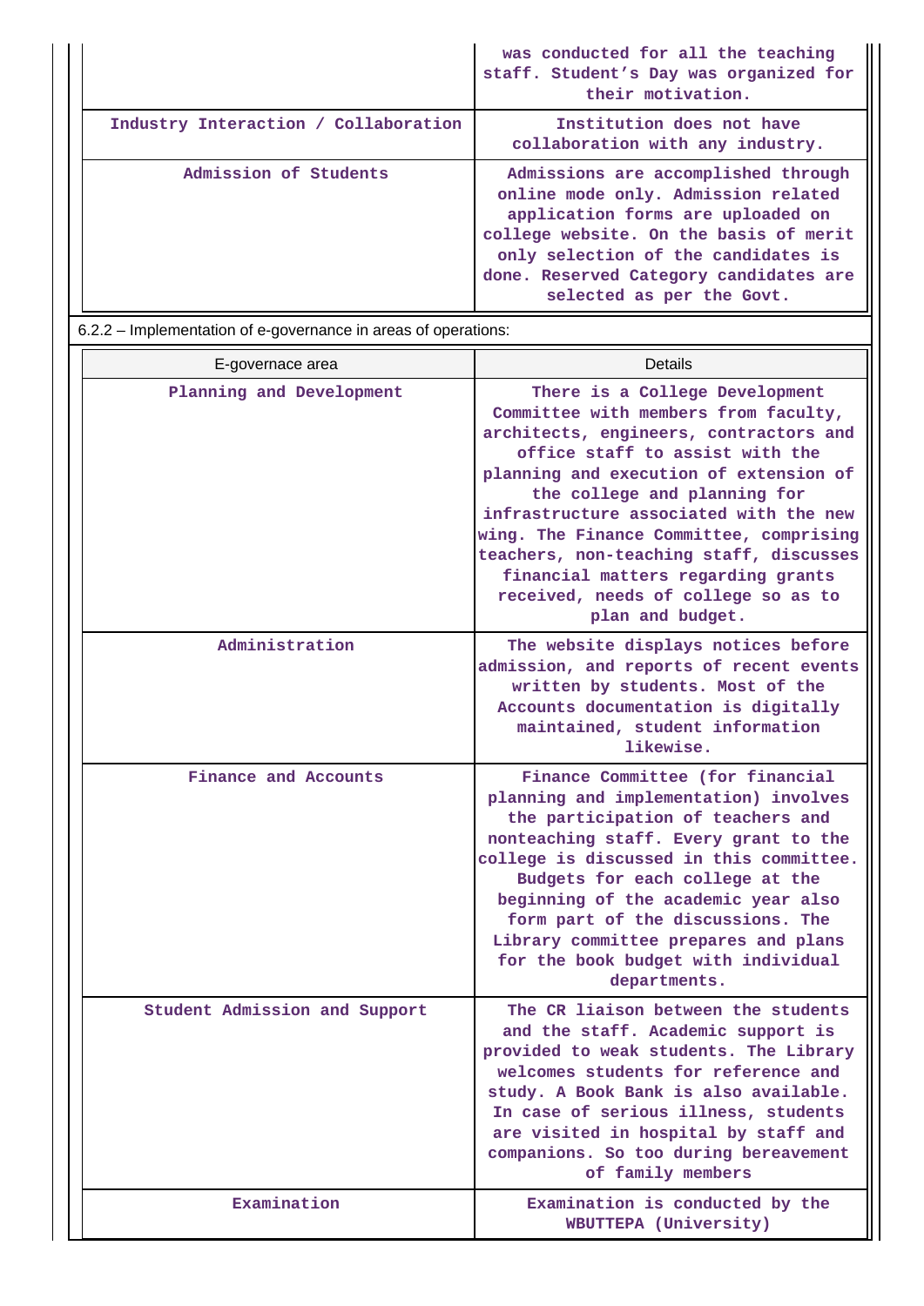| | |
|---|---|
| | was conducted for all the teaching staff. Student's Day was organized for their motivation. |
| Industry Interaction / Collaboration | Institution does not have collaboration with any industry. |
| Admission of Students | Admissions are accomplished through online mode only. Admission related application forms are uploaded on college website. On the basis of merit only selection of the candidates is done. Reserved Category candidates are selected as per the Govt. |

6.2.2 – Implementation of e-governance in areas of operations:

| E-governace area | Details |
|---|---|
| Planning and Development | There is a College Development Committee with members from faculty, architects, engineers, contractors and office staff to assist with the planning and execution of extension of the college and planning for infrastructure associated with the new wing. The Finance Committee, comprising teachers, non-teaching staff, discusses financial matters regarding grants received, needs of college so as to plan and budget. |
| Administration | The website displays notices before admission, and reports of recent events written by students. Most of the Accounts documentation is digitally maintained, student information likewise. |
| Finance and Accounts | Finance Committee (for financial planning and implementation) involves the participation of teachers and nonteaching staff. Every grant to the college is discussed in this committee. Budgets for each college at the beginning of the academic year also form part of the discussions. The Library committee prepares and plans for the book budget with individual departments. |
| Student Admission and Support | The CR liaison between the students and the staff. Academic support is provided to weak students. The Library welcomes students for reference and study. A Book Bank is also available. In case of serious illness, students are visited in hospital by staff and companions. So too during bereavement of family members |
| Examination | Examination is conducted by the WBUTTEPA (University) |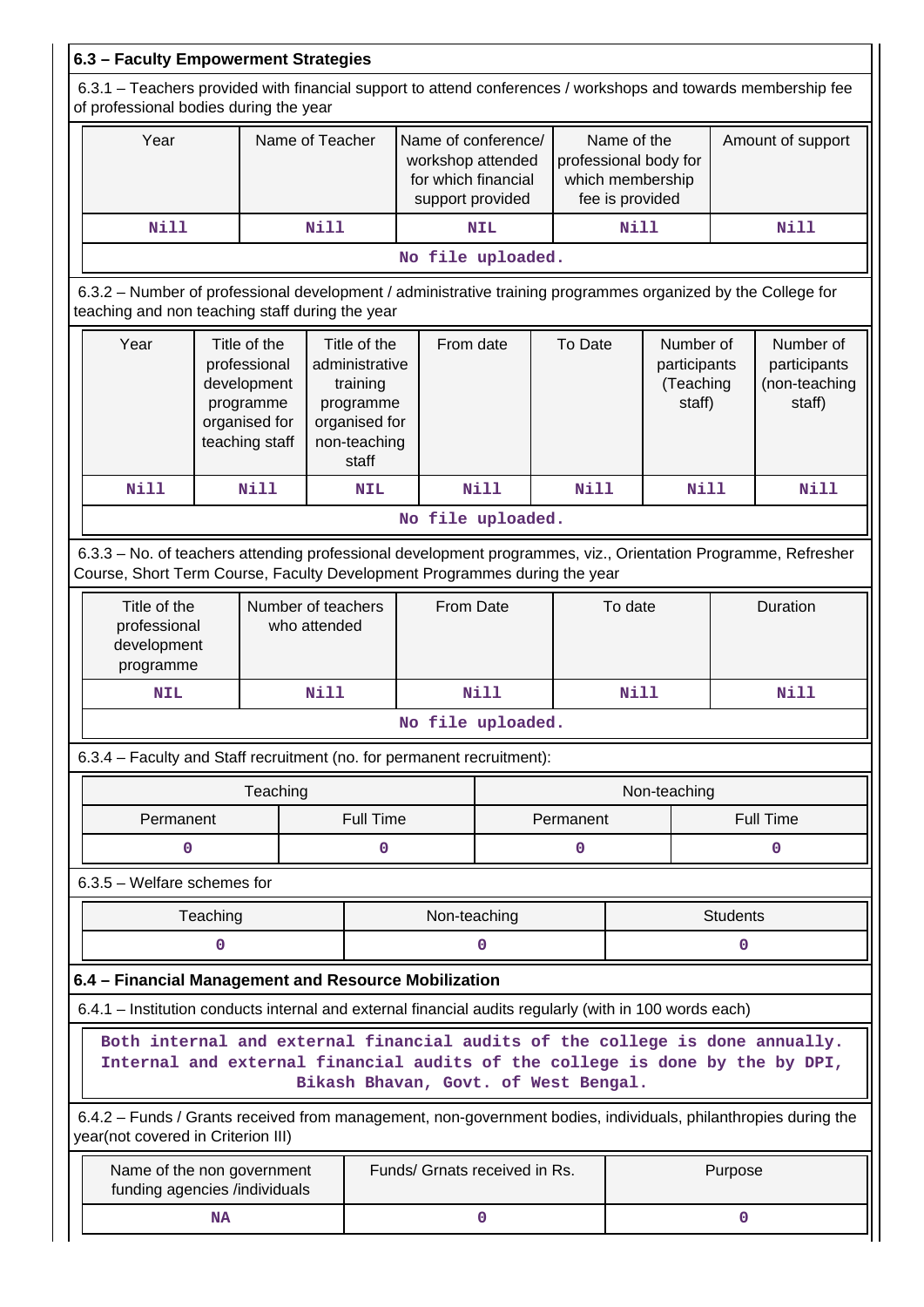## 6.3 – Faculty Empowerment Strategies

6.3.1 – Teachers provided with financial support to attend conferences / workshops and towards membership fee of professional bodies during the year

| Year | Name of Teacher | Name of conference/ workshop attended for which financial support provided | Name of the professional body for which membership fee is provided | Amount of support |
|---|---|---|---|---|
| Nill | Nill | NIL | Nill | Nill |

No file uploaded.

6.3.2 – Number of professional development / administrative training programmes organized by the College for teaching and non teaching staff during the year

| Year | Title of the professional development programme organised for teaching staff | Title of the administrative training programme organised for non-teaching staff | From date | To Date | Number of participants (Teaching staff) | Number of participants (non-teaching staff) |
|---|---|---|---|---|---|---|
| Nill | Nill | NIL | Nill | Nill | Nill | Nill |

No file uploaded.

6.3.3 – No. of teachers attending professional development programmes, viz., Orientation Programme, Refresher Course, Short Term Course, Faculty Development Programmes during the year

| Title of the professional development programme | Number of teachers who attended | From Date | To date | Duration |
|---|---|---|---|---|
| NIL | Nill | Nill | Nill | Nill |

No file uploaded.

6.3.4 – Faculty and Staff recruitment (no. for permanent recruitment):

| Teaching | | Non-teaching | |
|---|---|---|---|
| Permanent | Full Time | Permanent | Full Time |
| 0 | 0 | 0 | 0 |

6.3.5 – Welfare schemes for

| Teaching | Non-teaching | Students |
|---|---|---|
| 0 | 0 | 0 |

## 6.4 – Financial Management and Resource Mobilization

6.4.1 – Institution conducts internal and external financial audits regularly (with in 100 words each)

Both internal and external financial audits of the college is done annually. Internal and external financial audits of the college is done by the by DPI, Bikash Bhavan, Govt. of West Bengal.

6.4.2 – Funds / Grants received from management, non-government bodies, individuals, philanthropies during the year(not covered in Criterion III)

| Name of the non government funding agencies /individuals | Funds/ Grnats received in Rs. | Purpose |
|---|---|---|
| NA | 0 | 0 |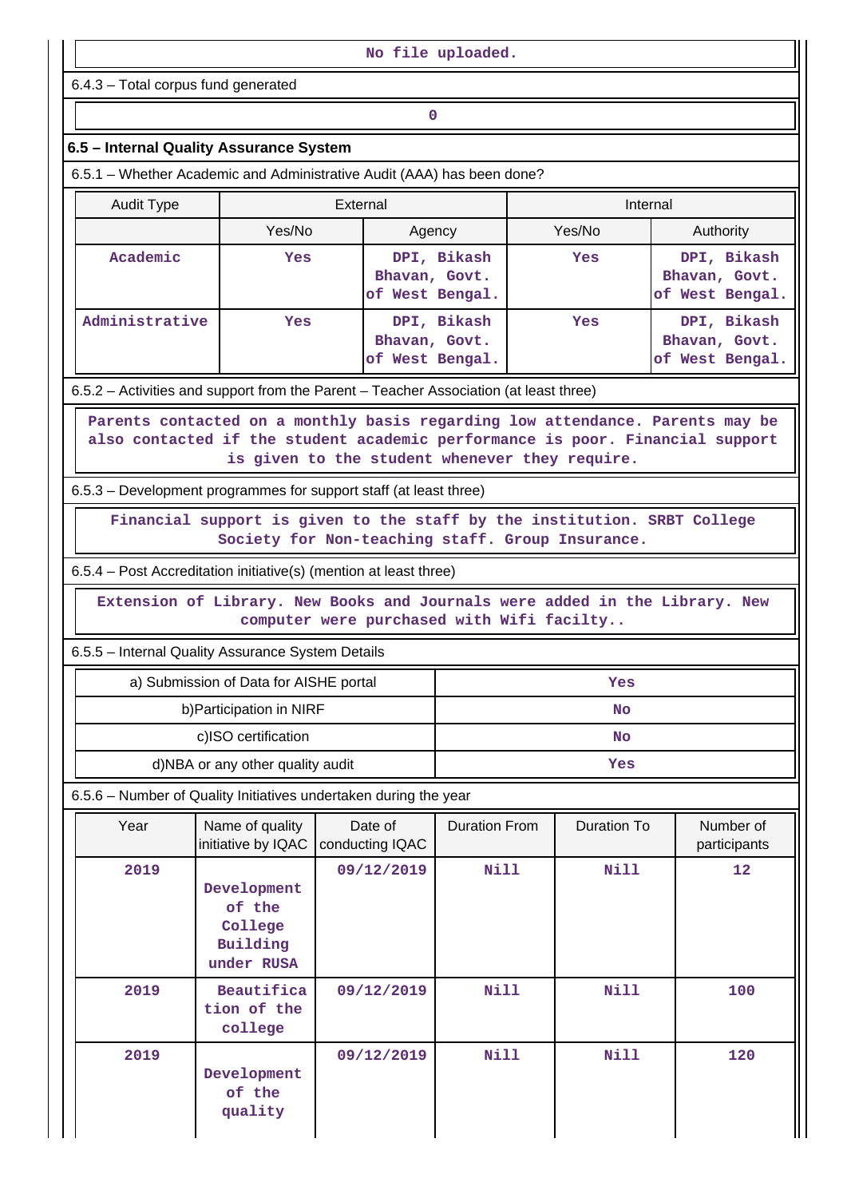No file uploaded.

6.4.3 – Total corpus fund generated

0

### 6.5 – Internal Quality Assurance System

6.5.1 – Whether Academic and Administrative Audit (AAA) has been done?

| Audit Type | External | | Internal | |
|---|---|---|---|---|
| | Yes/No | Agency | Yes/No | Authority |
| Academic | Yes | DPI, Bikash Bhavan, Govt. of West Bengal. | Yes | DPI, Bikash Bhavan, Govt. of West Bengal. |
| Administrative | Yes | DPI, Bikash Bhavan, Govt. of West Bengal. | Yes | DPI, Bikash Bhavan, Govt. of West Bengal. |

6.5.2 – Activities and support from the Parent – Teacher Association (at least three)

Parents contacted on a monthly basis regarding low attendance. Parents may be also contacted if the student academic performance is poor. Financial support is given to the student whenever they require.

6.5.3 – Development programmes for support staff (at least three)

Financial support is given to the staff by the institution. SRBT College Society for Non-teaching staff. Group Insurance.

6.5.4 – Post Accreditation initiative(s) (mention at least three)

Extension of Library. New Books and Journals were added in the Library. New computer were purchased with Wifi facilty..

6.5.5 – Internal Quality Assurance System Details

| | |
|---|---|
| a) Submission of Data for AISHE portal | Yes |
| b)Participation in NIRF | No |
| c)ISO certification | No |
| d)NBA or any other quality audit | Yes |

6.5.6 – Number of Quality Initiatives undertaken during the year

| Year | Name of quality initiative by IQAC | Date of conducting IQAC | Duration From | Duration To | Number of participants |
|---|---|---|---|---|---|
| 2019 | Development of the College Building under RUSA | 09/12/2019 | Nill | Nill | 12 |
| 2019 | Beautification of the college | 09/12/2019 | Nill | Nill | 100 |
| 2019 | Development of the quality | 09/12/2019 | Nill | Nill | 120 |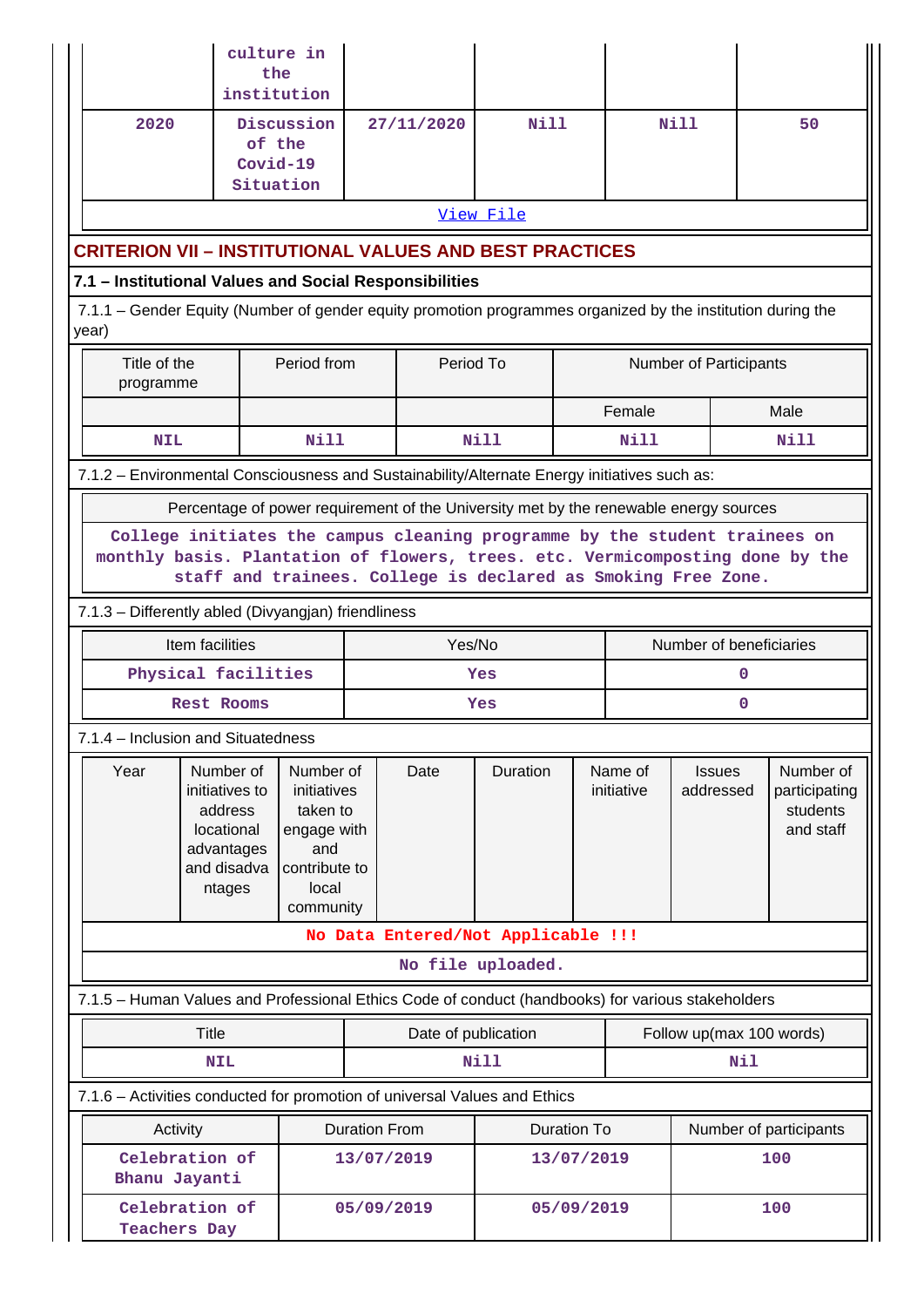| | culture in the institution | | | | |
|---|---|---|---|---|---|
| 2020 | Discussion of the Covid-19 Situation | 27/11/2020 | Nill | Nill | 50 |

[View File](#)

## CRITERION VII – INSTITUTIONAL VALUES AND BEST PRACTICES

### 7.1 – Institutional Values and Social Responsibilities

7.1.1 – Gender Equity (Number of gender equity promotion programmes organized by the institution during the year)

| Title of the programme | Period from | Period To | Number of Participants | |
|---|---|---|---|---|
| | | | Female | Male |
| NIL | Nill | Nill | Nill | Nill |

7.1.2 – Environmental Consciousness and Sustainability/Alternate Energy initiatives such as:

| Percentage of power requirement of the University met by the renewable energy sources |
|---|
| College initiates the campus cleaning programme by the student trainees on monthly basis. Plantation of flowers, trees. etc. Vermicomposting done by the staff and trainees. College is declared as Smoking Free Zone. |

7.1.3 – Differently abled (Divyangjan) friendliness

| Item facilities | Yes/No | Number of beneficiaries |
|---|---|---|
| Physical facilities | Yes | 0 |
| Rest Rooms | Yes | 0 |

7.1.4 – Inclusion and Situatedness

| Year | Number of initiatives to address locational advantages and disadvantages | Number of initiatives taken to engage with and contribute to local community | Date | Duration | Name of initiative | Issues addressed | Number of participating students and staff |
|---|---|---|---|---|---|---|---|

No Data Entered/Not Applicable !!!

No file uploaded.

7.1.5 – Human Values and Professional Ethics Code of conduct (handbooks) for various stakeholders

| Title | Date of publication | Follow up(max 100 words) |
|---|---|---|
| NIL | Nill | Nil |

7.1.6 – Activities conducted for promotion of universal Values and Ethics

| Activity | Duration From | Duration To | Number of participants |
|---|---|---|---|
| Celebration of Bhanu Jayanti | 13/07/2019 | 13/07/2019 | 100 |
| Celebration of Teachers Day | 05/09/2019 | 05/09/2019 | 100 |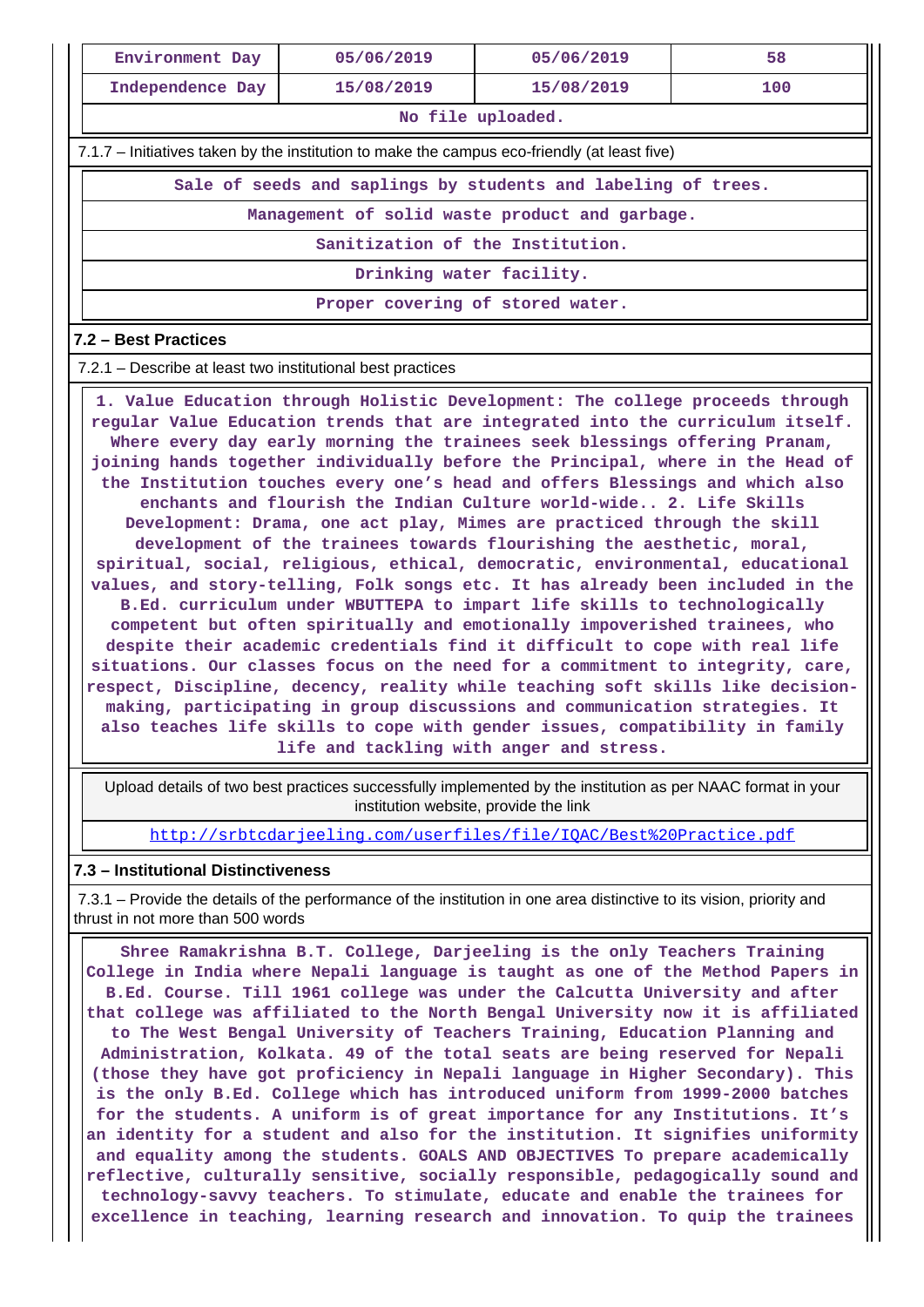| Environment Day | 05/06/2019 | 05/06/2019 | 58 |
|---|---|---|---|
| Independence Day | 15/08/2019 | 15/08/2019 | 100 |
| No file uploaded. | | | |

7.1.7 – Initiatives taken by the institution to make the campus eco-friendly (at least five)

| Sale of seeds and saplings by students and labeling of trees. |
|---|
| Management of solid waste product and garbage. |
| Sanitization of the Institution. |
| Drinking water facility. |
| Proper covering of stored water. |

### 7.2 – Best Practices

7.2.1 – Describe at least two institutional best practices

1. Value Education through Holistic Development: The college proceeds through regular Value Education trends that are integrated into the curriculum itself. Where every day early morning the trainees seek blessings offering Pranam, joining hands together individually before the Principal, where in the Head of the Institution touches every one's head and offers Blessings and which also enchants and flourish the Indian Culture world-wide.. 2. Life Skills Development: Drama, one act play, Mimes are practiced through the skill development of the trainees towards flourishing the aesthetic, moral, spiritual, social, religious, ethical, democratic, environmental, educational values, and story-telling, Folk songs etc. It has already been included in the B.Ed. curriculum under WBUTTEPA to impart life skills to technologically competent but often spiritually and emotionally impoverished trainees, who despite their academic credentials find it difficult to cope with real life situations. Our classes focus on the need for a commitment to integrity, care, respect, Discipline, decency, reality while teaching soft skills like decision-making, participating in group discussions and communication strategies. It also teaches life skills to cope with gender issues, compatibility in family life and tackling with anger and stress.

Upload details of two best practices successfully implemented by the institution as per NAAC format in your institution website, provide the link

http://srbtcdarjeeling.com/userfiles/file/IQAC/Best%20Practice.pdf

### 7.3 – Institutional Distinctiveness

7.3.1 – Provide the details of the performance of the institution in one area distinctive to its vision, priority and thrust in not more than 500 words

Shree Ramakrishna B.T. College, Darjeeling is the only Teachers Training College in India where Nepali language is taught as one of the Method Papers in B.Ed. Course. Till 1961 college was under the Calcutta University and after that college was affiliated to the North Bengal University now it is affiliated to The West Bengal University of Teachers Training, Education Planning and Administration, Kolkata. 49 of the total seats are being reserved for Nepali (those they have got proficiency in Nepali language in Higher Secondary). This is the only B.Ed. College which has introduced uniform from 1999-2000 batches for the students. A uniform is of great importance for any Institutions. It's an identity for a student and also for the institution. It signifies uniformity and equality among the students. GOALS AND OBJECTIVES To prepare academically reflective, culturally sensitive, socially responsible, pedagogically sound and technology-savvy teachers. To stimulate, educate and enable the trainees for excellence in teaching, learning research and innovation. To quip the trainees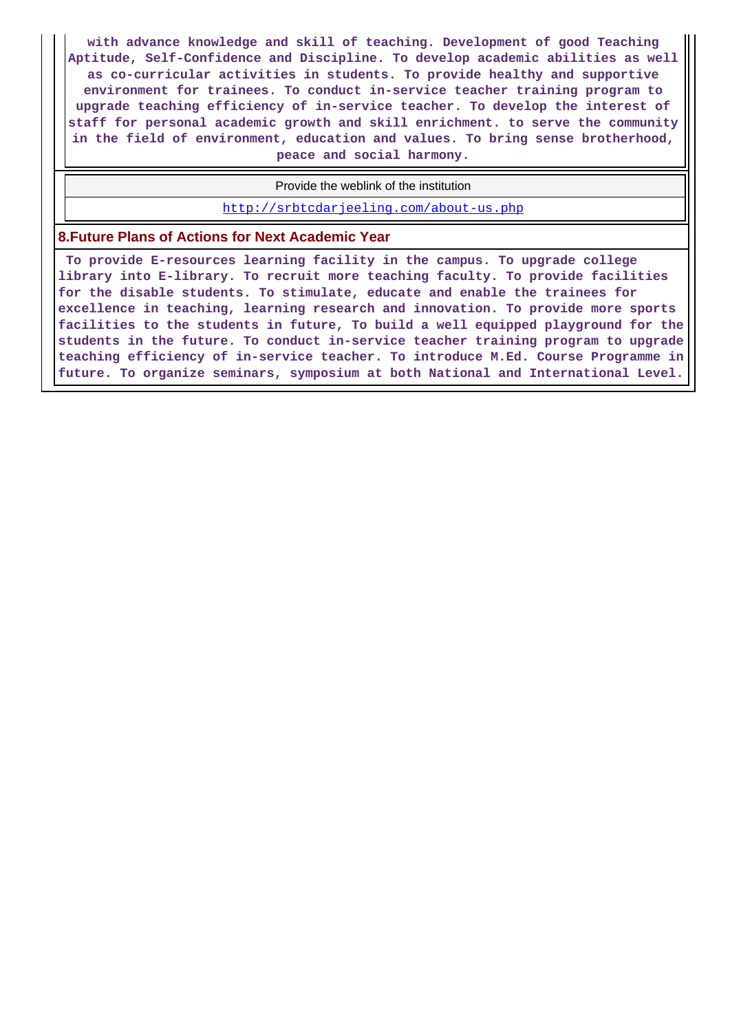**with advance knowledge and skill of teaching. Development of good Teaching Aptitude, Self-Confidence and Discipline. To develop academic abilities as well as co-curricular activities in students. To provide healthy and supportive environment for trainees. To conduct in-service teacher training program to upgrade teaching efficiency of in-service teacher. To develop the interest of staff for personal academic growth and skill enrichment. to serve the community in the field of environment, education and values. To bring sense brotherhood, peace and social harmony.**

| Provide the weblink of the institution |
| --- |
| http://srbtcdarjeeling.com/about-us.php |

## 8.Future Plans of Actions for Next Academic Year

**To provide E-resources learning facility in the campus. To upgrade college library into E-library. To recruit more teaching faculty. To provide facilities for the disable students. To stimulate, educate and enable the trainees for excellence in teaching, learning research and innovation. To provide more sports facilities to the students in future, To build a well equipped playground for the students in the future. To conduct in-service teacher training program to upgrade teaching efficiency of in-service teacher. To introduce M.Ed. Course Programme in future. To organize seminars, symposium at both National and International Level.**